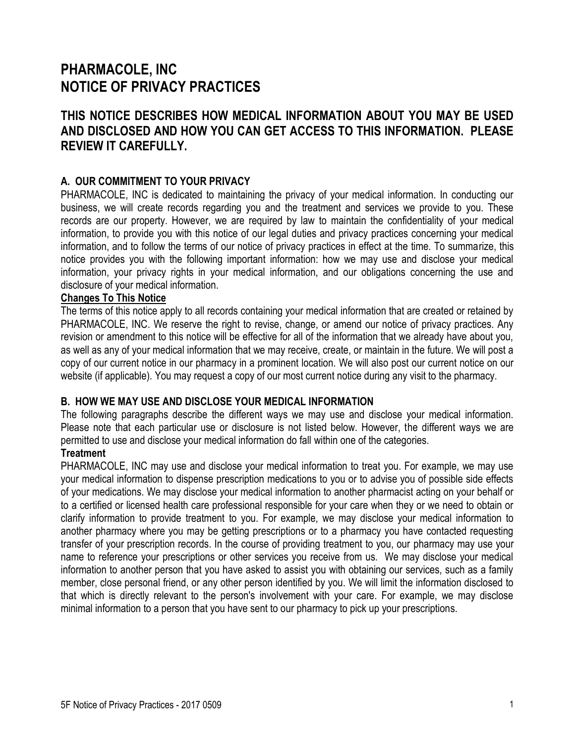# PHARMACOLE, INC
# NOTICE OF PRIVACY PRACTICES

## THIS NOTICE DESCRIBES HOW MEDICAL INFORMATION ABOUT YOU MAY BE USED AND DISCLOSED AND HOW YOU CAN GET ACCESS TO THIS INFORMATION. PLEASE REVIEW IT CAREFULLY.

### A. OUR COMMITMENT TO YOUR PRIVACY

PHARMACOLE, INC is dedicated to maintaining the privacy of your medical information. In conducting our business, we will create records regarding you and the treatment and services we provide to you. These records are our property. However, we are required by law to maintain the confidentiality of your medical information, to provide you with this notice of our legal duties and privacy practices concerning your medical information, and to follow the terms of our notice of privacy practices in effect at the time. To summarize, this notice provides you with the following important information: how we may use and disclose your medical information, your privacy rights in your medical information, and our obligations concerning the use and disclosure of your medical information.

**Changes To This Notice**

The terms of this notice apply to all records containing your medical information that are created or retained by PHARMACOLE, INC. We reserve the right to revise, change, or amend our notice of privacy practices. Any revision or amendment to this notice will be effective for all of the information that we already have about you, as well as any of your medical information that we may receive, create, or maintain in the future. We will post a copy of our current notice in our pharmacy in a prominent location. We will also post our current notice on our website (if applicable). You may request a copy of our most current notice during any visit to the pharmacy.

### B. HOW WE MAY USE AND DISCLOSE YOUR MEDICAL INFORMATION

The following paragraphs describe the different ways we may use and disclose your medical information. Please note that each particular use or disclosure is not listed below. However, the different ways we are permitted to use and disclose your medical information do fall within one of the categories.

**Treatment**

PHARMACOLE, INC may use and disclose your medical information to treat you. For example, we may use your medical information to dispense prescription medications to you or to advise you of possible side effects of your medications. We may disclose your medical information to another pharmacist acting on your behalf or to a certified or licensed health care professional responsible for your care when they or we need to obtain or clarify information to provide treatment to you. For example, we may disclose your medical information to another pharmacy where you may be getting prescriptions or to a pharmacy you have contacted requesting transfer of your prescription records. In the course of providing treatment to you, our pharmacy may use your name to reference your prescriptions or other services you receive from us. We may disclose your medical information to another person that you have asked to assist you with obtaining our services, such as a family member, close personal friend, or any other person identified by you. We will limit the information disclosed to that which is directly relevant to the person's involvement with your care. For example, we may disclose minimal information to a person that you have sent to our pharmacy to pick up your prescriptions.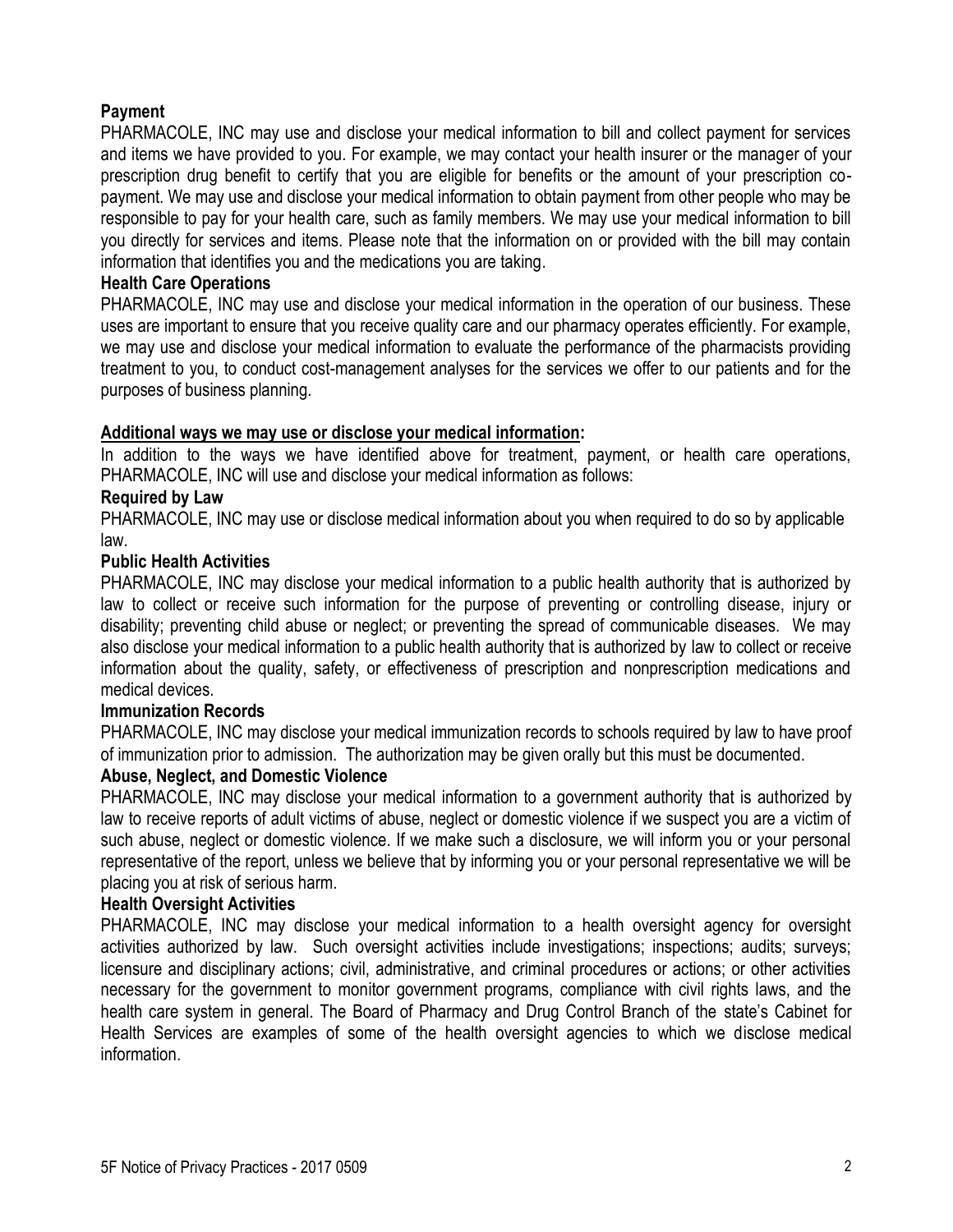**Payment**

PHARMACOLE, INC may use and disclose your medical information to bill and collect payment for services and items we have provided to you. For example, we may contact your health insurer or the manager of your prescription drug benefit to certify that you are eligible for benefits or the amount of your prescription co-payment. We may use and disclose your medical information to obtain payment from other people who may be responsible to pay for your health care, such as family members. We may use your medical information to bill you directly for services and items. Please note that the information on or provided with the bill may contain information that identifies you and the medications you are taking.

**Health Care Operations**

PHARMACOLE, INC may use and disclose your medical information in the operation of our business. These uses are important to ensure that you receive quality care and our pharmacy operates efficiently. For example, we may use and disclose your medical information to evaluate the performance of the pharmacists providing treatment to you, to conduct cost-management analyses for the services we offer to our patients and for the purposes of business planning.

**Additional ways we may use or disclose your medical information:**

In addition to the ways we have identified above for treatment, payment, or health care operations, PHARMACOLE, INC will use and disclose your medical information as follows:

**Required by Law**

PHARMACOLE, INC may use or disclose medical information about you when required to do so by applicable law.

**Public Health Activities**

PHARMACOLE, INC may disclose your medical information to a public health authority that is authorized by law to collect or receive such information for the purpose of preventing or controlling disease, injury or disability; preventing child abuse or neglect; or preventing the spread of communicable diseases. We may also disclose your medical information to a public health authority that is authorized by law to collect or receive information about the quality, safety, or effectiveness of prescription and nonprescription medications and medical devices.

**Immunization Records**

PHARMACOLE, INC may disclose your medical immunization records to schools required by law to have proof of immunization prior to admission. The authorization may be given orally but this must be documented.

**Abuse, Neglect, and Domestic Violence**

PHARMACOLE, INC may disclose your medical information to a government authority that is authorized by law to receive reports of adult victims of abuse, neglect or domestic violence if we suspect you are a victim of such abuse, neglect or domestic violence. If we make such a disclosure, we will inform you or your personal representative of the report, unless we believe that by informing you or your personal representative we will be placing you at risk of serious harm.

**Health Oversight Activities**

PHARMACOLE, INC may disclose your medical information to a health oversight agency for oversight activities authorized by law. Such oversight activities include investigations; inspections; audits; surveys; licensure and disciplinary actions; civil, administrative, and criminal procedures or actions; or other activities necessary for the government to monitor government programs, compliance with civil rights laws, and the health care system in general. The Board of Pharmacy and Drug Control Branch of the state's Cabinet for Health Services are examples of some of the health oversight agencies to which we disclose medical information.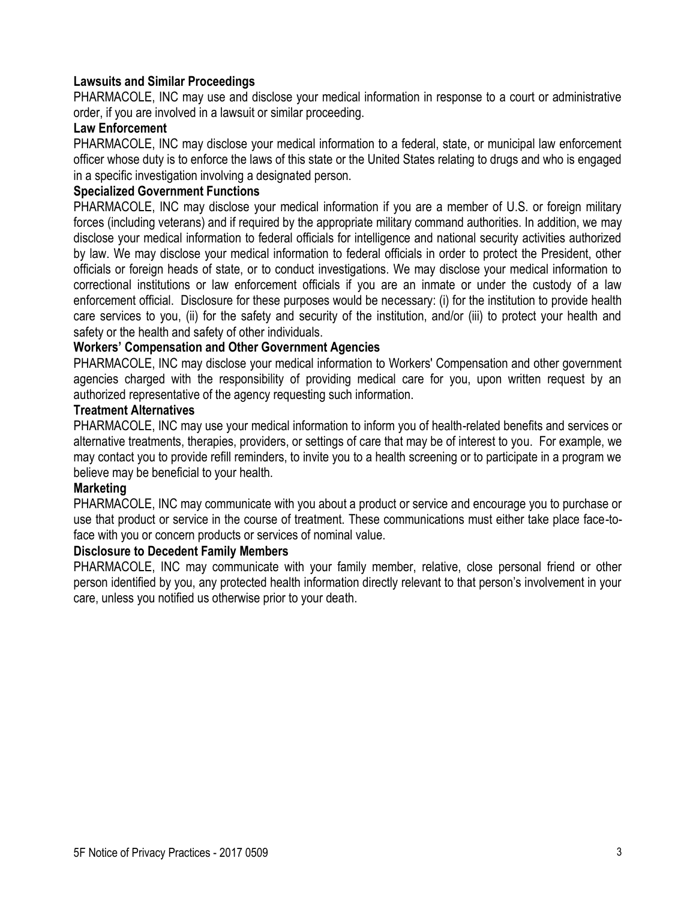**Lawsuits and Similar Proceedings**

PHARMACOLE, INC may use and disclose your medical information in response to a court or administrative order, if you are involved in a lawsuit or similar proceeding.

**Law Enforcement**

PHARMACOLE, INC may disclose your medical information to a federal, state, or municipal law enforcement officer whose duty is to enforce the laws of this state or the United States relating to drugs and who is engaged in a specific investigation involving a designated person.

**Specialized Government Functions**

PHARMACOLE, INC may disclose your medical information if you are a member of U.S. or foreign military forces (including veterans) and if required by the appropriate military command authorities. In addition, we may disclose your medical information to federal officials for intelligence and national security activities authorized by law. We may disclose your medical information to federal officials in order to protect the President, other officials or foreign heads of state, or to conduct investigations. We may disclose your medical information to correctional institutions or law enforcement officials if you are an inmate or under the custody of a law enforcement official. Disclosure for these purposes would be necessary: (i) for the institution to provide health care services to you, (ii) for the safety and security of the institution, and/or (iii) to protect your health and safety or the health and safety of other individuals.

**Workers' Compensation and Other Government Agencies**

PHARMACOLE, INC may disclose your medical information to Workers' Compensation and other government agencies charged with the responsibility of providing medical care for you, upon written request by an authorized representative of the agency requesting such information.

**Treatment Alternatives**

PHARMACOLE, INC may use your medical information to inform you of health-related benefits and services or alternative treatments, therapies, providers, or settings of care that may be of interest to you. For example, we may contact you to provide refill reminders, to invite you to a health screening or to participate in a program we believe may be beneficial to your health.

**Marketing**

PHARMACOLE, INC may communicate with you about a product or service and encourage you to purchase or use that product or service in the course of treatment. These communications must either take place face-to-face with you or concern products or services of nominal value.

**Disclosure to Decedent Family Members**

PHARMACOLE, INC may communicate with your family member, relative, close personal friend or other person identified by you, any protected health information directly relevant to that person's involvement in your care, unless you notified us otherwise prior to your death.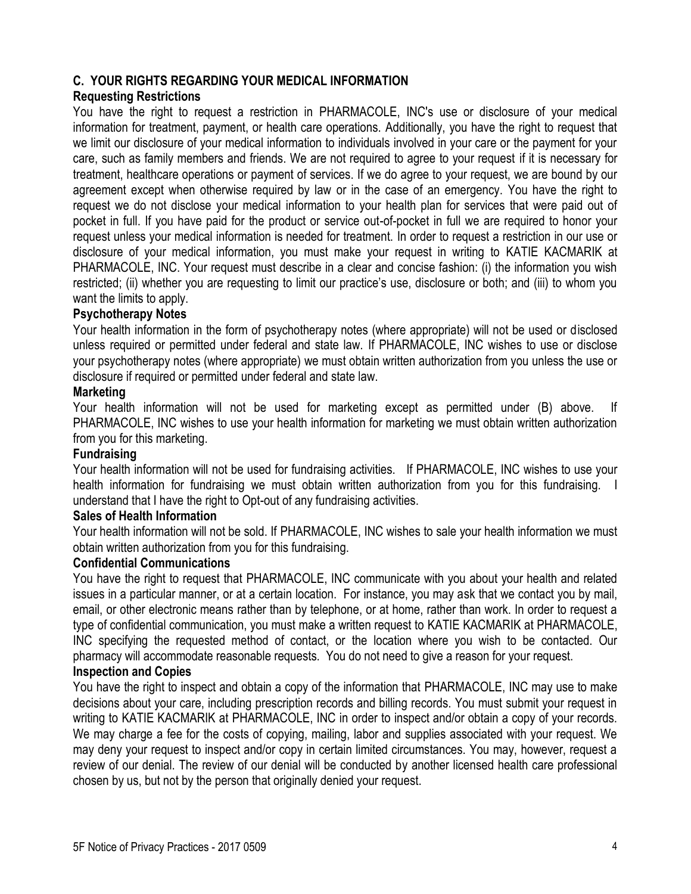## C. YOUR RIGHTS REGARDING YOUR MEDICAL INFORMATION

### Requesting Restrictions

You have the right to request a restriction in PHARMACOLE, INC's use or disclosure of your medical information for treatment, payment, or health care operations. Additionally, you have the right to request that we limit our disclosure of your medical information to individuals involved in your care or the payment for your care, such as family members and friends. We are not required to agree to your request if it is necessary for treatment, healthcare operations or payment of services. If we do agree to your request, we are bound by our agreement except when otherwise required by law or in the case of an emergency. You have the right to request we do not disclose your medical information to your health plan for services that were paid out of pocket in full. If you have paid for the product or service out-of-pocket in full we are required to honor your request unless your medical information is needed for treatment. In order to request a restriction in our use or disclosure of your medical information, you must make your request in writing to KATIE KACMARIK at PHARMACOLE, INC. Your request must describe in a clear and concise fashion: (i) the information you wish restricted; (ii) whether you are requesting to limit our practice's use, disclosure or both; and (iii) to whom you want the limits to apply.

### Psychotherapy Notes

Your health information in the form of psychotherapy notes (where appropriate) will not be used or disclosed unless required or permitted under federal and state law. If PHARMACOLE, INC wishes to use or disclose your psychotherapy notes (where appropriate) we must obtain written authorization from you unless the use or disclosure if required or permitted under federal and state law.

### Marketing

Your health information will not be used for marketing except as permitted under (B) above. If PHARMACOLE, INC wishes to use your health information for marketing we must obtain written authorization from you for this marketing.

### Fundraising

Your health information will not be used for fundraising activities. If PHARMACOLE, INC wishes to use your health information for fundraising we must obtain written authorization from you for this fundraising. I understand that I have the right to Opt-out of any fundraising activities.

### Sales of Health Information

Your health information will not be sold. If PHARMACOLE, INC wishes to sale your health information we must obtain written authorization from you for this fundraising.

### Confidential Communications

You have the right to request that PHARMACOLE, INC communicate with you about your health and related issues in a particular manner, or at a certain location. For instance, you may ask that we contact you by mail, email, or other electronic means rather than by telephone, or at home, rather than work. In order to request a type of confidential communication, you must make a written request to KATIE KACMARIK at PHARMACOLE, INC specifying the requested method of contact, or the location where you wish to be contacted. Our pharmacy will accommodate reasonable requests. You do not need to give a reason for your request.

### Inspection and Copies

You have the right to inspect and obtain a copy of the information that PHARMACOLE, INC may use to make decisions about your care, including prescription records and billing records. You must submit your request in writing to KATIE KACMARIK at PHARMACOLE, INC in order to inspect and/or obtain a copy of your records. We may charge a fee for the costs of copying, mailing, labor and supplies associated with your request. We may deny your request to inspect and/or copy in certain limited circumstances. You may, however, request a review of our denial. The review of our denial will be conducted by another licensed health care professional chosen by us, but not by the person that originally denied your request.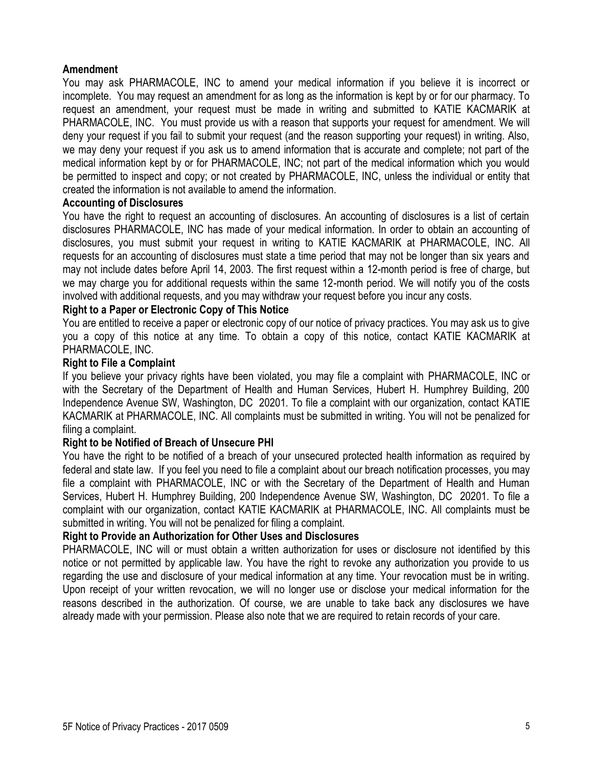**Amendment**

You may ask PHARMACOLE, INC to amend your medical information if you believe it is incorrect or incomplete. You may request an amendment for as long as the information is kept by or for our pharmacy. To request an amendment, your request must be made in writing and submitted to KATIE KACMARIK at PHARMACOLE, INC. You must provide us with a reason that supports your request for amendment. We will deny your request if you fail to submit your request (and the reason supporting your request) in writing. Also, we may deny your request if you ask us to amend information that is accurate and complete; not part of the medical information kept by or for PHARMACOLE, INC; not part of the medical information which you would be permitted to inspect and copy; or not created by PHARMACOLE, INC, unless the individual or entity that created the information is not available to amend the information.

**Accounting of Disclosures**

You have the right to request an accounting of disclosures. An accounting of disclosures is a list of certain disclosures PHARMACOLE, INC has made of your medical information. In order to obtain an accounting of disclosures, you must submit your request in writing to KATIE KACMARIK at PHARMACOLE, INC. All requests for an accounting of disclosures must state a time period that may not be longer than six years and may not include dates before April 14, 2003. The first request within a 12-month period is free of charge, but we may charge you for additional requests within the same 12-month period. We will notify you of the costs involved with additional requests, and you may withdraw your request before you incur any costs.

**Right to a Paper or Electronic Copy of This Notice**

You are entitled to receive a paper or electronic copy of our notice of privacy practices. You may ask us to give you a copy of this notice at any time. To obtain a copy of this notice, contact KATIE KACMARIK at PHARMACOLE, INC.

**Right to File a Complaint**

If you believe your privacy rights have been violated, you may file a complaint with PHARMACOLE, INC or with the Secretary of the Department of Health and Human Services, Hubert H. Humphrey Building, 200 Independence Avenue SW, Washington, DC 20201. To file a complaint with our organization, contact KATIE KACMARIK at PHARMACOLE, INC. All complaints must be submitted in writing. You will not be penalized for filing a complaint.

**Right to be Notified of Breach of Unsecure PHI**

You have the right to be notified of a breach of your unsecured protected health information as required by federal and state law. If you feel you need to file a complaint about our breach notification processes, you may file a complaint with PHARMACOLE, INC or with the Secretary of the Department of Health and Human Services, Hubert H. Humphrey Building, 200 Independence Avenue SW, Washington, DC 20201. To file a complaint with our organization, contact KATIE KACMARIK at PHARMACOLE, INC. All complaints must be submitted in writing. You will not be penalized for filing a complaint.

**Right to Provide an Authorization for Other Uses and Disclosures**

PHARMACOLE, INC will or must obtain a written authorization for uses or disclosure not identified by this notice or not permitted by applicable law. You have the right to revoke any authorization you provide to us regarding the use and disclosure of your medical information at any time. Your revocation must be in writing. Upon receipt of your written revocation, we will no longer use or disclose your medical information for the reasons described in the authorization. Of course, we are unable to take back any disclosures we have already made with your permission. Please also note that we are required to retain records of your care.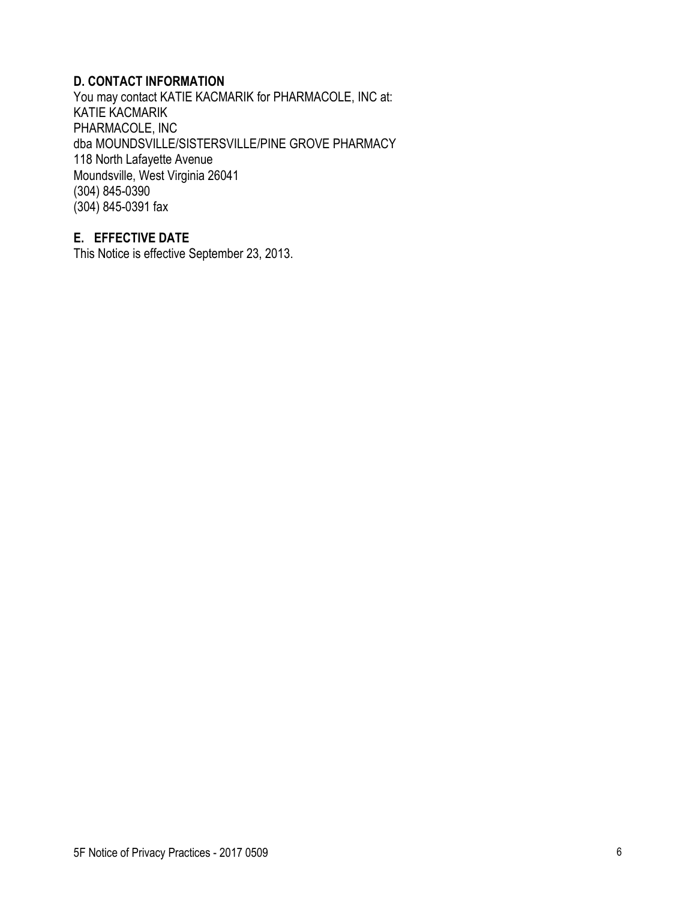## D. CONTACT INFORMATION

You may contact KATIE KACMARIK for PHARMACOLE, INC at:
KATIE KACMARIK
PHARMACOLE, INC
dba MOUNDSVILLE/SISTERSVILLE/PINE GROVE PHARMACY
118 North Lafayette Avenue
Moundsville, West Virginia 26041
(304) 845-0390
(304) 845-0391 fax

## E. EFFECTIVE DATE

This Notice is effective September 23, 2013.